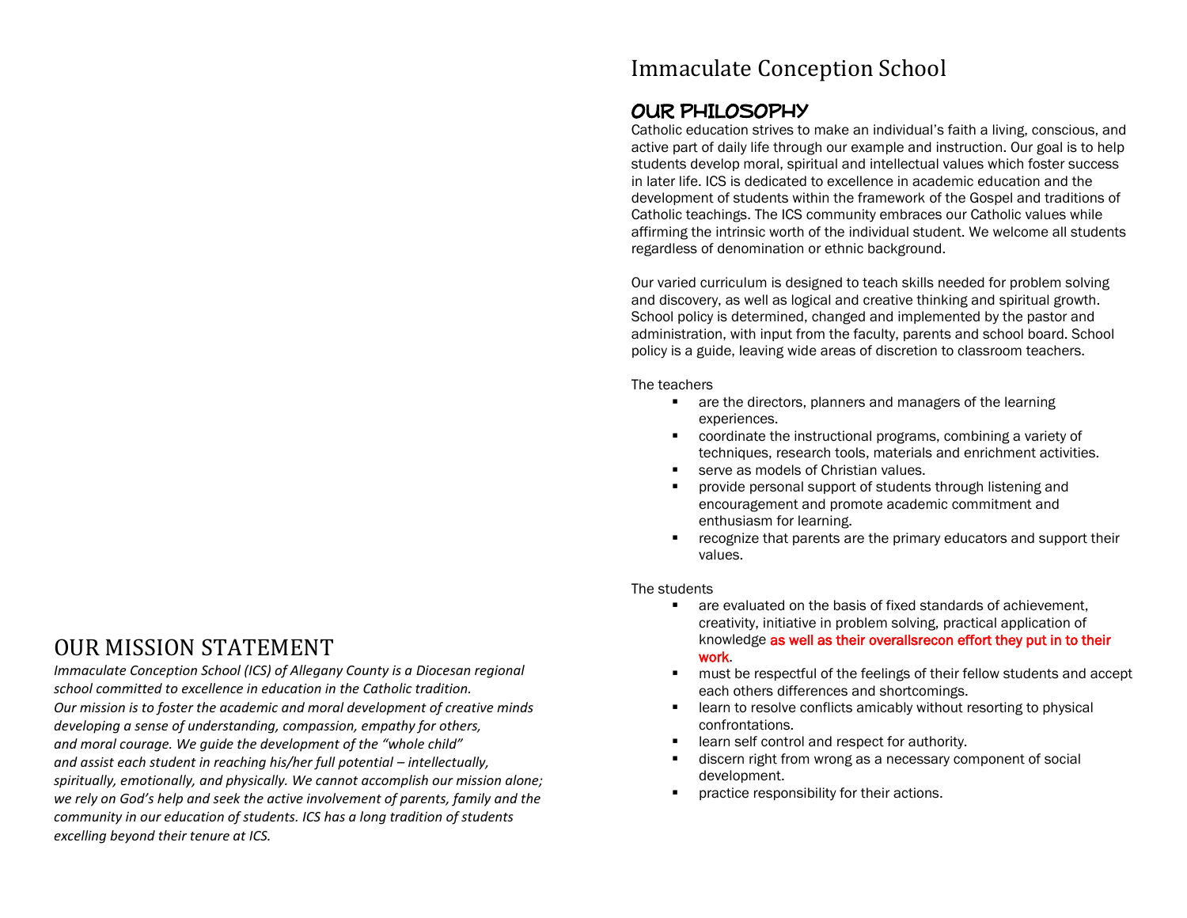# OUR MISSION STATEMENT

*Immaculate Conception School (ICS) of Allegany County is a Diocesan regional school committed to excellence in education in the Catholic tradition. Our mission is to foster the academic and moral development of creative minds developing a sense of understanding, compassion, empathy for others, and moral courage. We guide the development of the "whole child" and assist each student in reaching his/her full potential – intellectually, spiritually, emotionally, and physically. We cannot accomplish our mission alone; we rely on God's help and seek the active involvement of parents, family and the community in our education of students. ICS has a long tradition of students excelling beyond their tenure at ICS.*

# Immaculate Conception School

## OUR PHILOSOPHY

Catholic education strives to make an individual's faith a living, conscious, and active part of daily life through our example and instruction. Our goal is to help students develop moral, spiritual and intellectual values which foster success in later life. ICS is dedicated to excellence in academic education and the development of students within the framework of the Gospel and traditions of Catholic teachings. The ICS community embraces our Catholic values while affirming the intrinsic worth of the individual student. We welcome all students regardless of denomination or ethnic background.

Our varied curriculum is designed to teach skills needed for problem solving and discovery, as well as logical and creative thinking and spiritual growth. School policy is determined, changed and implemented by the pastor and administration, with input from the faculty, parents and school board. School policy is a guide, leaving wide areas of discretion to classroom teachers.

The teachers

- are the directors, planners and managers of the learning experiences.
- coordinate the instructional programs, combining a variety of techniques, research tools, materials and enrichment activities.
- serve as models of Christian values.
- provide personal support of students through listening and encouragement and promote academic commitment and enthusiasm for learning.
- recognize that parents are the primary educators and support their values.

The students

- are evaluated on the basis of fixed standards of achievement, creativity, initiative in problem solving, practical application of knowledge **as well as their overallsrecon effort they put in to their work**.
- must be respectful of the feelings of their fellow students and accept each others differences and shortcomings.
- learn to resolve conflicts amicably without resorting to physical confrontations.
- learn self control and respect for authority.
- discern right from wrong as a necessary component of social development.
- practice responsibility for their actions.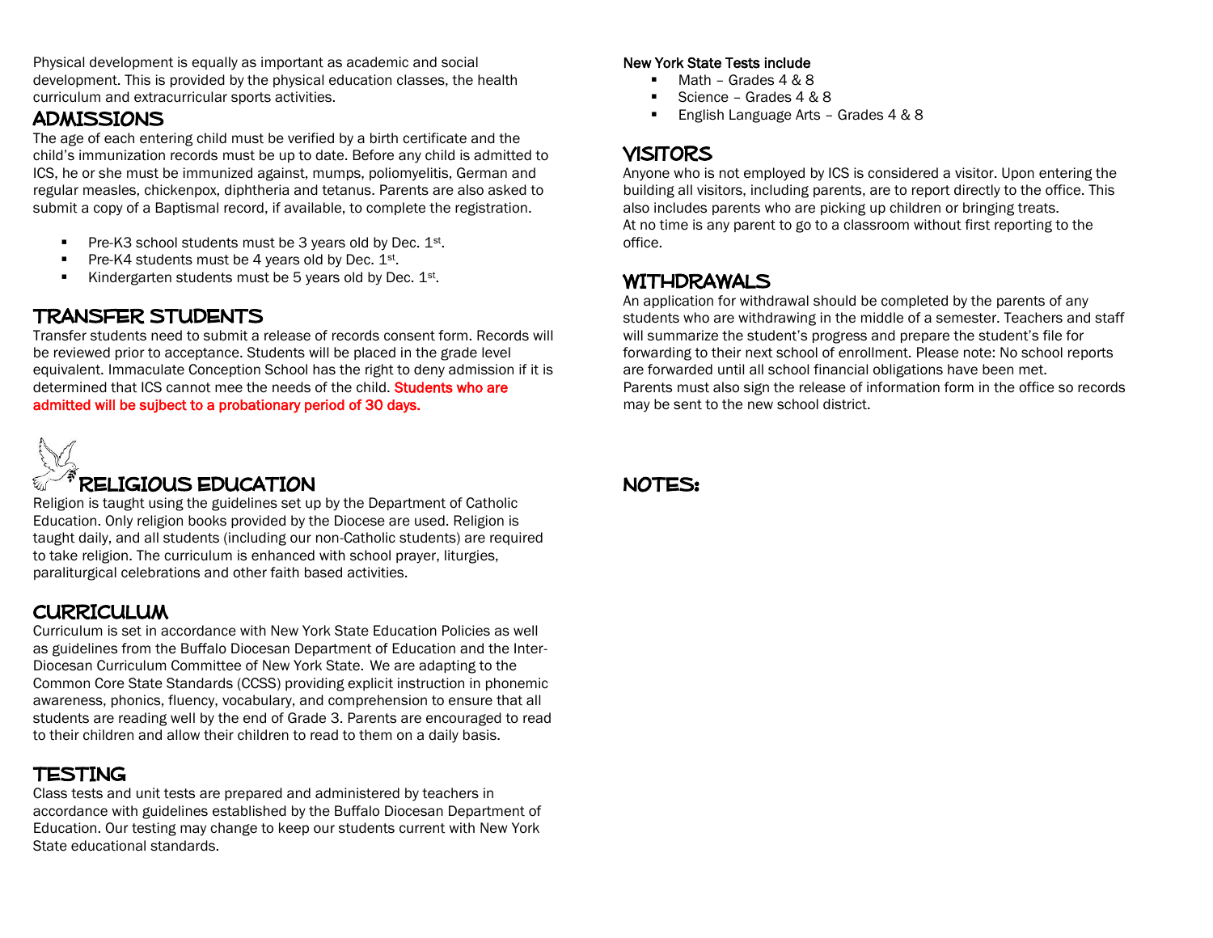Physical development is equally as important as academic and social development. This is provided by the physical education classes, the health curriculum and extracurricular sports activities.

## ADMISSIONS

The age of each entering child must be verified by a birth certificate and the child's immunization records must be up to date. Before any child is admitted to ICS, he or she must be immunized against, mumps, poliomyelitis, German and regular measles, chickenpox, diphtheria and tetanus. Parents are also asked to submit a copy of a Baptismal record, if available, to complete the registration.

- Pre-K3 school students must be 3 years old by Dec. 1st.
- Pre-K4 students must be 4 years old by Dec. 1st.
- Kindergarten students must be 5 years old by Dec. 1st.

## TRANSFER STUDENTS

Transfer students need to submit a release of records consent form. Records will be reviewed prior to acceptance. Students will be placed in the grade level equivalent. Immaculate Conception School has the right to deny admission if it is determined that ICS cannot mee the needs of the child. **Students who are admitted will be sujbect to a probationary period of 30 days.**

## RELIGIOUS EDUCATION

Religion is taught using the guidelines set up by the Department of Catholic Education. Only religion books provided by the Diocese are used. Religion is taught daily, and all students (including our non-Catholic students) are required to take religion. The curriculum is enhanced with school prayer, liturgies, paraliturgical celebrations and other faith based activities.

## CURRICULUM

Curriculum is set in accordance with New York State Education Policies as well as guidelines from the Buffalo Diocesan Department of Education and the Inter-Diocesan Curriculum Committee of New York State. We are adapting to the Common Core State Standards (CCSS) providing explicit instruction in phonemic awareness, phonics, fluency, vocabulary, and comprehension to ensure that all students are reading well by the end of Grade 3. Parents are encouraged to read to their children and allow their children to read to them on a daily basis.

## TESTING

Class tests and unit tests are prepared and administered by teachers in accordance with guidelines established by the Buffalo Diocesan Department of Education. Our testing may change to keep our students current with New York State educational standards.

New York State Tests include

- Math – Grades 4 & 8
- Science – Grades 4 & 8
- English Language Arts – Grades 4 & 8

## VISITORS

Anyone who is not employed by ICS is considered a visitor. Upon entering the building all visitors, including parents, are to report directly to the office. This also includes parents who are picking up children or bringing treats.
At no time is any parent to go to a classroom without first reporting to the office.

## WITHDRAWALS

An application for withdrawal should be completed by the parents of any students who are withdrawing in the middle of a semester. Teachers and staff will summarize the student's progress and prepare the student's file for forwarding to their next school of enrollment. Please note: No school reports are forwarded until all school financial obligations have been met.
Parents must also sign the release of information form in the office so records may be sent to the new school district.

## NOTES: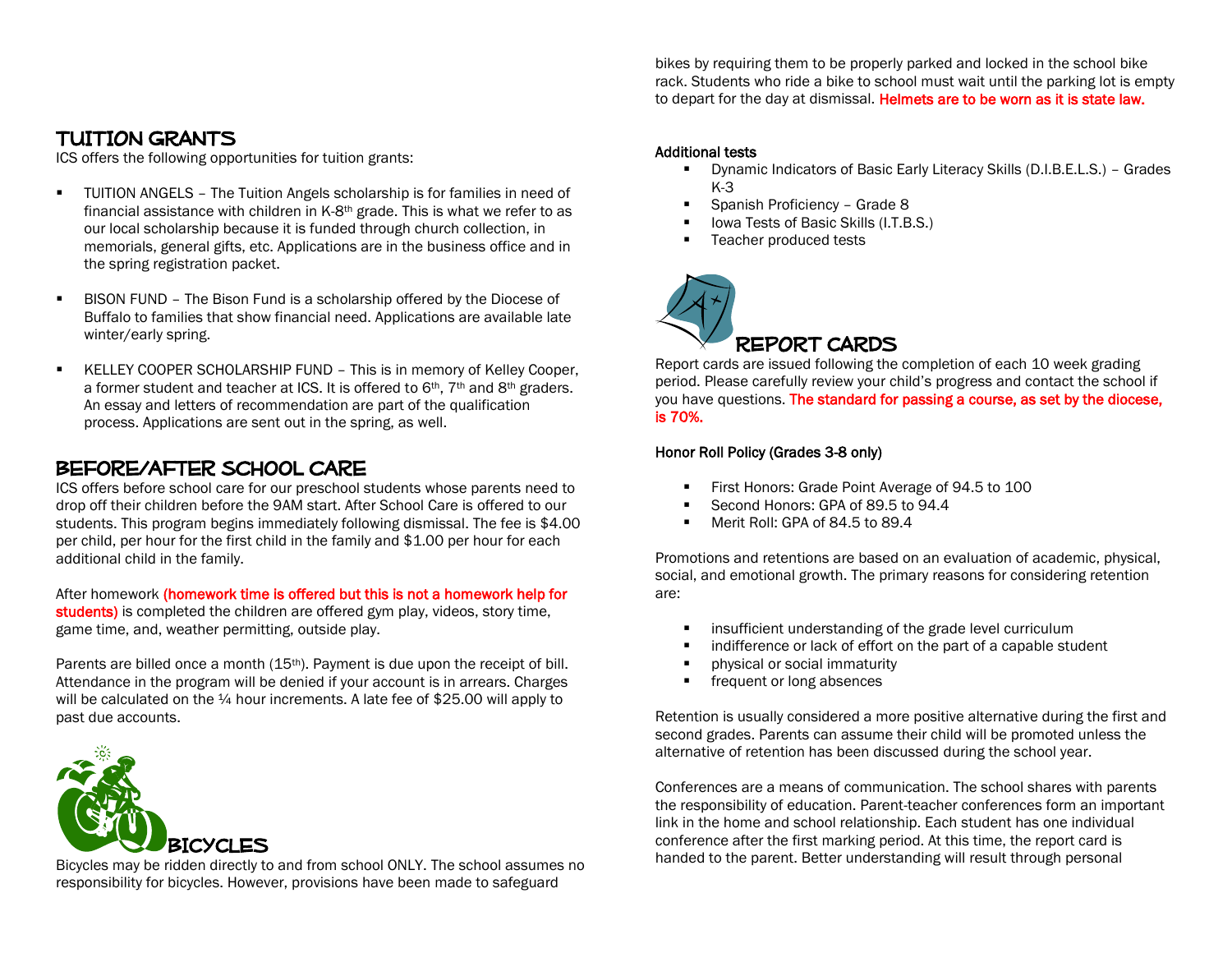## TUITION GRANTS

ICS offers the following opportunities for tuition grants:

- TUITION ANGELS – The Tuition Angels scholarship is for families in need of financial assistance with children in K-8th grade. This is what we refer to as our local scholarship because it is funded through church collection, in memorials, general gifts, etc. Applications are in the business office and in the spring registration packet.

- BISON FUND – The Bison Fund is a scholarship offered by the Diocese of Buffalo to families that show financial need. Applications are available late winter/early spring.

- KELLEY COOPER SCHOLARSHIP FUND – This is in memory of Kelley Cooper, a former student and teacher at ICS. It is offered to 6th, 7th and 8th graders. An essay and letters of recommendation are part of the qualification process. Applications are sent out in the spring, as well.

## BEFORE/AFTER SCHOOL CARE

ICS offers before school care for our preschool students whose parents need to drop off their children before the 9AM start. After School Care is offered to our students. This program begins immediately following dismissal. The fee is $4.00 per child, per hour for the first child in the family and $1.00 per hour for each additional child in the family.

After homework **(homework time is offered but this is not a homework help for students)** is completed the children are offered gym play, videos, story time, game time, and, weather permitting, outside play.

Parents are billed once a month (15th). Payment is due upon the receipt of bill. Attendance in the program will be denied if your account is in arrears. Charges will be calculated on the ¼ hour increments. A late fee of $25.00 will apply to past due accounts.

## BICYCLES

Bicycles may be ridden directly to and from school ONLY. The school assumes no responsibility for bicycles. However, provisions have been made to safeguard bikes by requiring them to be properly parked and locked in the school bike rack. Students who ride a bike to school must wait until the parking lot is empty to depart for the day at dismissal. **Helmets are to be worn as it is state law.**

**Additional tests**

- Dynamic Indicators of Basic Early Literacy Skills (D.I.B.E.L.S.) – Grades K-3
- Spanish Proficiency – Grade 8
- Iowa Tests of Basic Skills (I.T.B.S.)
- Teacher produced tests

## REPORT CARDS

Report cards are issued following the completion of each 10 week grading period. Please carefully review your child's progress and contact the school if you have questions. **The standard for passing a course, as set by the diocese, is 70%.**

**Honor Roll Policy (Grades 3-8 only)**

- First Honors: Grade Point Average of 94.5 to 100
- Second Honors: GPA of 89.5 to 94.4
- Merit Roll: GPA of 84.5 to 89.4

Promotions and retentions are based on an evaluation of academic, physical, social, and emotional growth. The primary reasons for considering retention are:

- insufficient understanding of the grade level curriculum
- indifference or lack of effort on the part of a capable student
- physical or social immaturity
- frequent or long absences

Retention is usually considered a more positive alternative during the first and second grades. Parents can assume their child will be promoted unless the alternative of retention has been discussed during the school year.

Conferences are a means of communication. The school shares with parents the responsibility of education. Parent-teacher conferences form an important link in the home and school relationship. Each student has one individual conference after the first marking period. At this time, the report card is handed to the parent. Better understanding will result through personal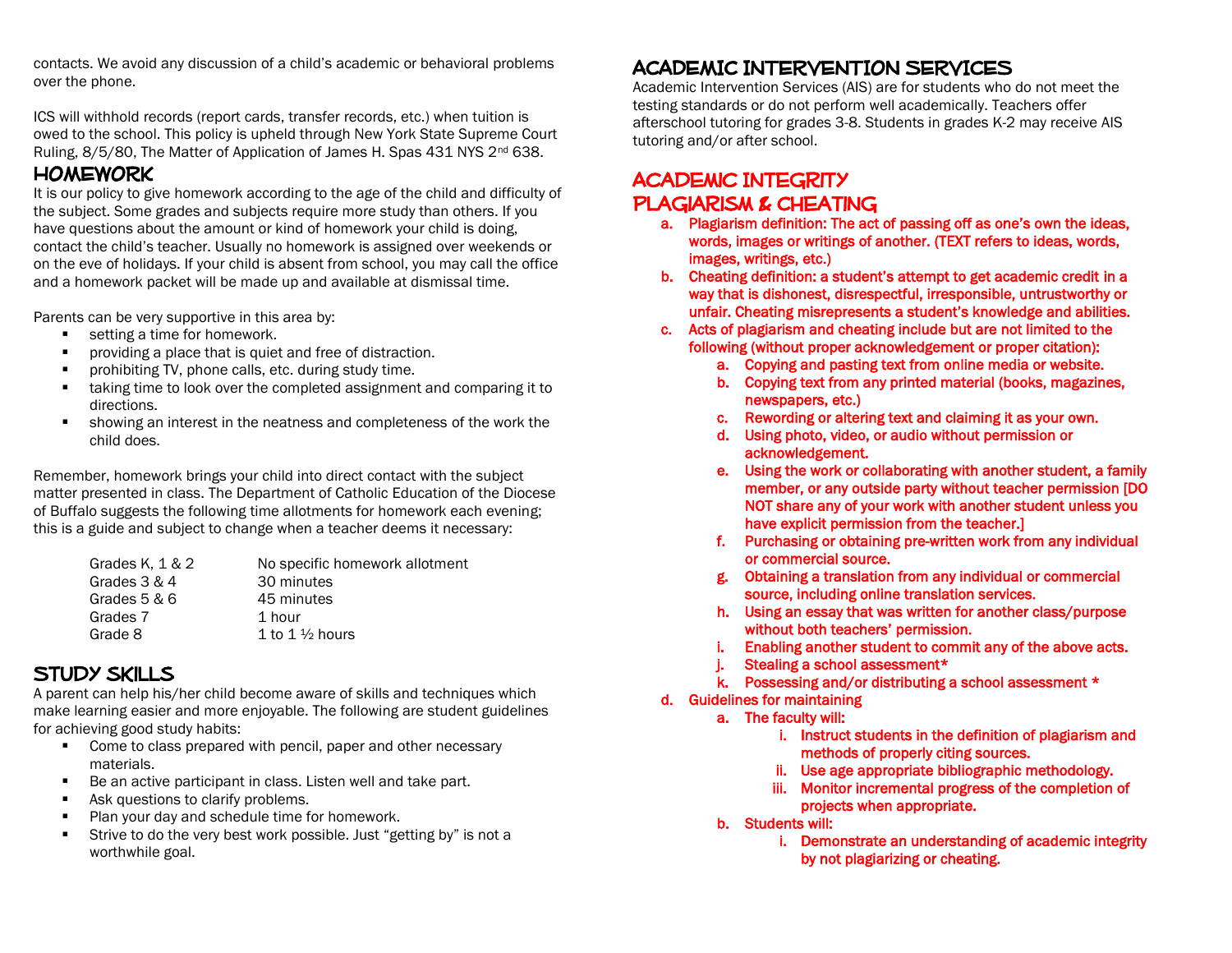contacts. We avoid any discussion of a child's academic or behavioral problems over the phone.

ICS will withhold records (report cards, transfer records, etc.) when tuition is owed to the school. This policy is upheld through New York State Supreme Court Ruling, 8/5/80, The Matter of Application of James H. Spas 431 NYS 2nd 638.

## HOMEWORK

It is our policy to give homework according to the age of the child and difficulty of the subject. Some grades and subjects require more study than others. If you have questions about the amount or kind of homework your child is doing, contact the child's teacher. Usually no homework is assigned over weekends or on the eve of holidays. If your child is absent from school, you may call the office and a homework packet will be made up and available at dismissal time.

Parents can be very supportive in this area by:

- setting a time for homework.
- providing a place that is quiet and free of distraction.
- prohibiting TV, phone calls, etc. during study time.
- taking time to look over the completed assignment and comparing it to directions.
- showing an interest in the neatness and completeness of the work the child does.

Remember, homework brings your child into direct contact with the subject matter presented in class. The Department of Catholic Education of the Diocese of Buffalo suggests the following time allotments for homework each evening; this is a guide and subject to change when a teacher deems it necessary:

| Grades | Time |
|---|---|
| Grades K, 1 & 2 | No specific homework allotment |
| Grades 3 & 4 | 30 minutes |
| Grades 5 & 6 | 45 minutes |
| Grades 7 | 1 hour |
| Grade 8 | 1 to 1 ½ hours |

## STUDY SKILLS

A parent can help his/her child become aware of skills and techniques which make learning easier and more enjoyable. The following are student guidelines for achieving good study habits:

- Come to class prepared with pencil, paper and other necessary materials.
- Be an active participant in class. Listen well and take part.
- Ask questions to clarify problems.
- Plan your day and schedule time for homework.
- Strive to do the very best work possible. Just "getting by" is not a worthwhile goal.

## ACADEMIC INTERVENTION SERVICES

Academic Intervention Services (AIS) are for students who do not meet the testing standards or do not perform well academically. Teachers offer afterschool tutoring for grades 3-8. Students in grades K-2 may receive AIS tutoring and/or after school.

## ACADEMIC INTEGRITY
## PLAGIARISM & CHEATING

a. **Plagiarism definition: The act of passing off as one's own the ideas, words, images or writings of another. (TEXT refers to ideas, words, images, writings, etc.)**
b. **Cheating definition: a student's attempt to get academic credit in a way that is dishonest, disrespectful, irresponsible, untrustworthy or unfair. Cheating misrepresents a student's knowledge and abilities.**
c. **Acts of plagiarism and cheating include but are not limited to the following (without proper acknowledgement or proper citation):**
    a. **Copying and pasting text from online media or website.**
    b. **Copying text from any printed material (books, magazines, newspapers, etc.)**
    c. **Rewording or altering text and claiming it as your own.**
    d. **Using photo, video, or audio without permission or acknowledgement.**
    e. **Using the work or collaborating with another student, a family member, or any outside party without teacher permission [DO NOT share any of your work with another student unless you have explicit permission from the teacher.]**
    f. **Purchasing or obtaining pre-written work from any individual or commercial source.**
    g. **Obtaining a translation from any individual or commercial source, including online translation services.**
    h. **Using an essay that was written for another class/purpose without both teachers' permission.**
    i. **Enabling another student to commit any of the above acts.**
    j. **Stealing a school assessment***
    k. **Possessing and/or distributing a school assessment ***
d. **Guidelines for maintaining**
    a. **The faculty will:**
        i. **Instruct students in the definition of plagiarism and methods of properly citing sources.**
        ii. **Use age appropriate bibliographic methodology.**
        iii. **Monitor incremental progress of the completion of projects when appropriate.**
    b. **Students will:**
        i. **Demonstrate an understanding of academic integrity by not plagiarizing or cheating.**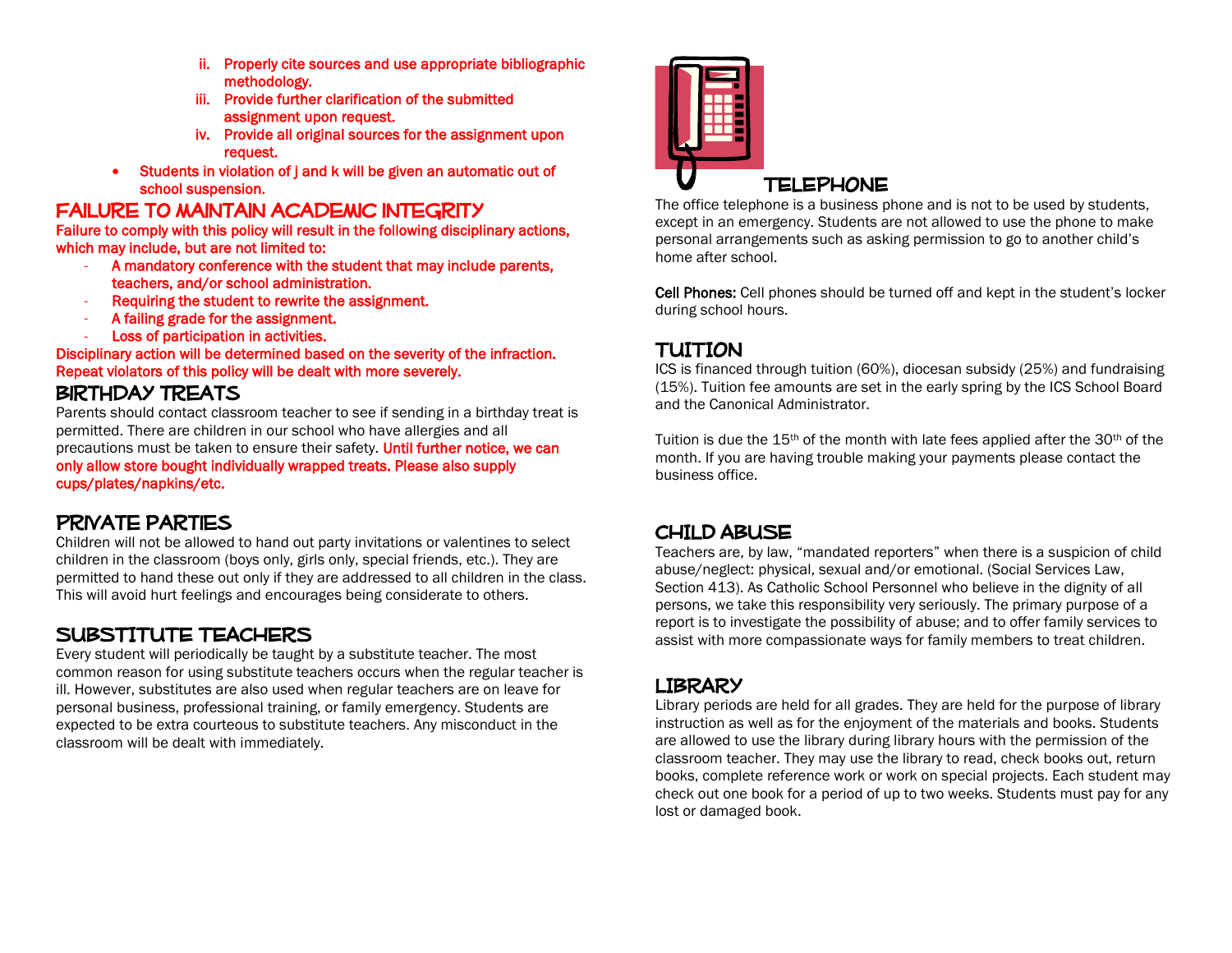ii. Properly cite sources and use appropriate bibliographic methodology.
   iii. Provide further clarification of the submitted assignment upon request.
   iv. Provide all original sources for the assignment upon request.

- Students in violation of j and k will be given an automatic out of school suspension.

## FAILURE TO MAINTAIN ACADEMIC INTEGRITY

Failure to comply with this policy will result in the following disciplinary actions, which may include, but are not limited to:

- A mandatory conference with the student that may include parents, teachers, and/or school administration.
- Requiring the student to rewrite the assignment.
- A failing grade for the assignment.
- Loss of participation in activities.

Disciplinary action will be determined based on the severity of the infraction. Repeat violators of this policy will be dealt with more severely.

## BIRTHDAY TREATS

Parents should contact classroom teacher to see if sending in a birthday treat is permitted. There are children in our school who have allergies and all precautions must be taken to ensure their safety. Until further notice, we can only allow store bought individually wrapped treats. Please also supply cups/plates/napkins/etc.

## PRIVATE PARTIES

Children will not be allowed to hand out party invitations or valentines to select children in the classroom (boys only, girls only, special friends, etc.). They are permitted to hand these out only if they are addressed to all children in the class. This will avoid hurt feelings and encourages being considerate to others.

## SUBSTITUTE TEACHERS

Every student will periodically be taught by a substitute teacher. The most common reason for using substitute teachers occurs when the regular teacher is ill. However, substitutes are also used when regular teachers are on leave for personal business, professional training, or family emergency. Students are expected to be extra courteous to substitute teachers. Any misconduct in the classroom will be dealt with immediately.

## TELEPHONE

The office telephone is a business phone and is not to be used by students, except in an emergency. Students are not allowed to use the phone to make personal arrangements such as asking permission to go to another child's home after school.

**Cell Phones:** Cell phones should be turned off and kept in the student's locker during school hours.

## TUITION

ICS is financed through tuition (60%), diocesan subsidy (25%) and fundraising (15%). Tuition fee amounts are set in the early spring by the ICS School Board and the Canonical Administrator.

Tuition is due the 15th of the month with late fees applied after the 30th of the month. If you are having trouble making your payments please contact the business office.

## CHILD ABUSE

Teachers are, by law, "mandated reporters" when there is a suspicion of child abuse/neglect: physical, sexual and/or emotional. (Social Services Law, Section 413). As Catholic School Personnel who believe in the dignity of all persons, we take this responsibility very seriously. The primary purpose of a report is to investigate the possibility of abuse; and to offer family services to assist with more compassionate ways for family members to treat children.

## LIBRARY

Library periods are held for all grades. They are held for the purpose of library instruction as well as for the enjoyment of the materials and books. Students are allowed to use the library during library hours with the permission of the classroom teacher. They may use the library to read, check books out, return books, complete reference work or work on special projects. Each student may check out one book for a period of up to two weeks. Students must pay for any lost or damaged book.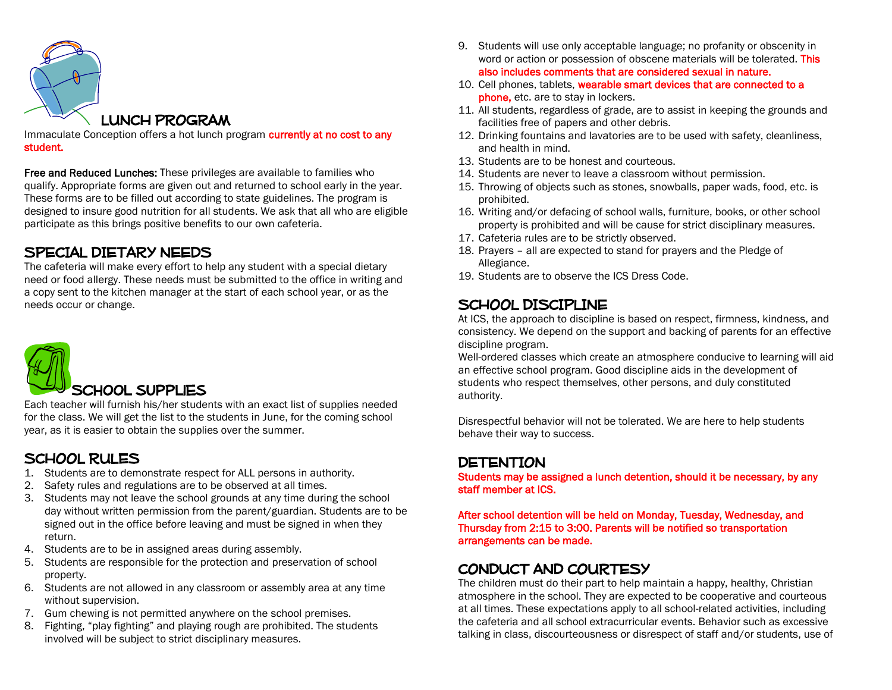## LUNCH PROGRAM

Immaculate Conception offers a hot lunch program currently at no cost to any student.

**Free and Reduced Lunches:** These privileges are available to families who qualify. Appropriate forms are given out and returned to school early in the year. These forms are to be filled out according to state guidelines. The program is designed to insure good nutrition for all students. We ask that all who are eligible participate as this brings positive benefits to our own cafeteria.

## SPECIAL DIETARY NEEDS

The cafeteria will make every effort to help any student with a special dietary need or food allergy. These needs must be submitted to the office in writing and a copy sent to the kitchen manager at the start of each school year, or as the needs occur or change.

## SCHOOL SUPPLIES

Each teacher will furnish his/her students with an exact list of supplies needed for the class. We will get the list to the students in June, for the coming school year, as it is easier to obtain the supplies over the summer.

## SCHOOL RULES

1. Students are to demonstrate respect for ALL persons in authority.
2. Safety rules and regulations are to be observed at all times.
3. Students may not leave the school grounds at any time during the school day without written permission from the parent/guardian. Students are to be signed out in the office before leaving and must be signed in when they return.
4. Students are to be in assigned areas during assembly.
5. Students are responsible for the protection and preservation of school property.
6. Students are not allowed in any classroom or assembly area at any time without supervision.
7. Gum chewing is not permitted anywhere on the school premises.
8. Fighting, "play fighting" and playing rough are prohibited. The students involved will be subject to strict disciplinary measures.
9. Students will use only acceptable language; no profanity or obscenity in word or action or possession of obscene materials will be tolerated. This also includes comments that are considered sexual in nature.
10. Cell phones, tablets, wearable smart devices that are connected to a phone, etc. are to stay in lockers.
11. All students, regardless of grade, are to assist in keeping the grounds and facilities free of papers and other debris.
12. Drinking fountains and lavatories are to be used with safety, cleanliness, and health in mind.
13. Students are to be honest and courteous.
14. Students are never to leave a classroom without permission.
15. Throwing of objects such as stones, snowballs, paper wads, food, etc. is prohibited.
16. Writing and/or defacing of school walls, furniture, books, or other school property is prohibited and will be cause for strict disciplinary measures.
17. Cafeteria rules are to be strictly observed.
18. Prayers – all are expected to stand for prayers and the Pledge of Allegiance.
19. Students are to observe the ICS Dress Code.

## SCHOOL DISCIPLINE

At ICS, the approach to discipline is based on respect, firmness, kindness, and consistency. We depend on the support and backing of parents for an effective discipline program.

Well-ordered classes which create an atmosphere conducive to learning will aid an effective school program. Good discipline aids in the development of students who respect themselves, other persons, and duly constituted authority.

Disrespectful behavior will not be tolerated. We are here to help students behave their way to success.

## DETENTION

Students may be assigned a lunch detention, should it be necessary, by any staff member at ICS.

After school detention will be held on Monday, Tuesday, Wednesday, and Thursday from 2:15 to 3:00. Parents will be notified so transportation arrangements can be made.

## CONDUCT AND COURTESY

The children must do their part to help maintain a happy, healthy, Christian atmosphere in the school. They are expected to be cooperative and courteous at all times. These expectations apply to all school-related activities, including the cafeteria and all school extracurricular events. Behavior such as excessive talking in class, discourteousness or disrespect of staff and/or students, use of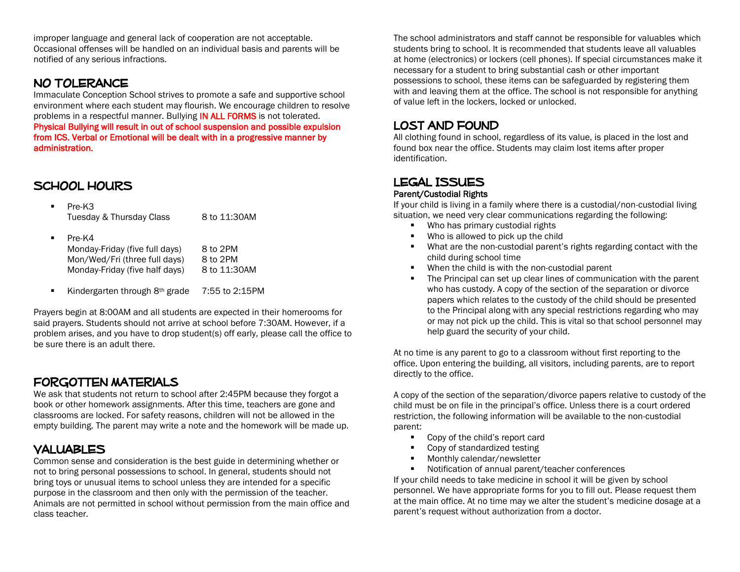improper language and general lack of cooperation are not acceptable. Occasional offenses will be handled on an individual basis and parents will be notified of any serious infractions.

## NO TOLERANCE

Immaculate Conception School strives to promote a safe and supportive school environment where each student may flourish. We encourage children to resolve problems in a respectful manner. Bullying IN ALL FORMS is not tolerated. **Physical Bullying will result in out of school suspension and possible expulsion from ICS. Verbal or Emotional will be dealt with in a progressive manner by administration.**

## SCHOOL HOURS

- Pre-K3
  Tuesday & Thursday Class — 8 to 11:30AM
- Pre-K4
  Monday-Friday (five full days) — 8 to 2PM
  Mon/Wed/Fri (three full days) — 8 to 2PM
  Monday-Friday (five half days) — 8 to 11:30AM
- Kindergarten through 8th grade — 7:55 to 2:15PM

Prayers begin at 8:00AM and all students are expected in their homerooms for said prayers. Students should not arrive at school before 7:30AM. However, if a problem arises, and you have to drop student(s) off early, please call the office to be sure there is an adult there.

## FORGOTTEN MATERIALS

We ask that students not return to school after 2:45PM because they forgot a book or other homework assignments. After this time, teachers are gone and classrooms are locked. For safety reasons, children will not be allowed in the empty building. The parent may write a note and the homework will be made up.

## VALUABLES

Common sense and consideration is the best guide in determining whether or not to bring personal possessions to school. In general, students should not bring toys or unusual items to school unless they are intended for a specific purpose in the classroom and then only with the permission of the teacher. Animals are not permitted in school without permission from the main office and class teacher.

The school administrators and staff cannot be responsible for valuables which students bring to school. It is recommended that students leave all valuables at home (electronics) or lockers (cell phones). If special circumstances make it necessary for a student to bring substantial cash or other important possessions to school, these items can be safeguarded by registering them with and leaving them at the office. The school is not responsible for anything of value left in the lockers, locked or unlocked.

## LOST AND FOUND

All clothing found in school, regardless of its value, is placed in the lost and found box near the office. Students may claim lost items after proper identification.

## LEGAL ISSUES

### Parent/Custodial Rights

If your child is living in a family where there is a custodial/non-custodial living situation, we need very clear communications regarding the following:

- Who has primary custodial rights
- Who is allowed to pick up the child
- What are the non-custodial parent's rights regarding contact with the child during school time
- When the child is with the non-custodial parent
- The Principal can set up clear lines of communication with the parent who has custody. A copy of the section of the separation or divorce papers which relates to the custody of the child should be presented to the Principal along with any special restrictions regarding who may or may not pick up the child. This is vital so that school personnel may help guard the security of your child.

At no time is any parent to go to a classroom without first reporting to the office. Upon entering the building, all visitors, including parents, are to report directly to the office.

A copy of the section of the separation/divorce papers relative to custody of the child must be on file in the principal's office. Unless there is a court ordered restriction, the following information will be available to the non-custodial parent:

- Copy of the child's report card
- Copy of standardized testing
- Monthly calendar/newsletter
- Notification of annual parent/teacher conferences

If your child needs to take medicine in school it will be given by school personnel. We have appropriate forms for you to fill out. Please request them at the main office. At no time may we alter the student's medicine dosage at a parent's request without authorization from a doctor.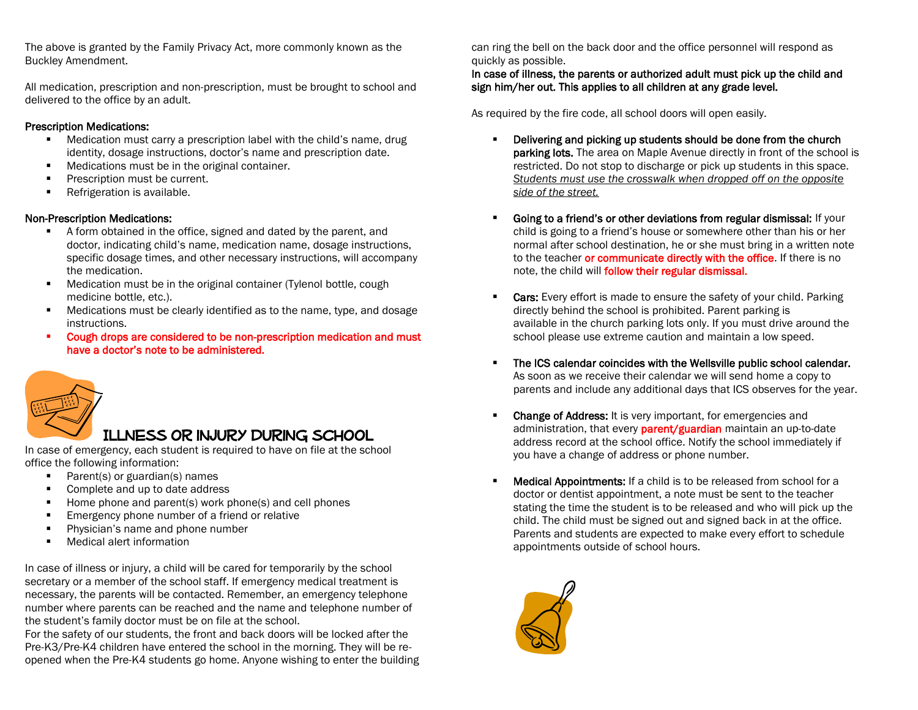The above is granted by the Family Privacy Act, more commonly known as the Buckley Amendment.

All medication, prescription and non-prescription, must be brought to school and delivered to the office by an adult.

**Prescription Medications:**

- Medication must carry a prescription label with the child's name, drug identity, dosage instructions, doctor's name and prescription date.
- Medications must be in the original container.
- Prescription must be current.
- Refrigeration is available.

**Non-Prescription Medications:**

- A form obtained in the office, signed and dated by the parent, and doctor, indicating child's name, medication name, dosage instructions, specific dosage times, and other necessary instructions, will accompany the medication.
- Medication must be in the original container (Tylenol bottle, cough medicine bottle, etc.).
- Medications must be clearly identified as to the name, type, and dosage instructions.
- Cough drops are considered to be non-prescription medication and must have a doctor's note to be administered.

## ILLNESS OR INJURY DURING SCHOOL

In case of emergency, each student is required to have on file at the school office the following information:

- Parent(s) or guardian(s) names
- Complete and up to date address
- Home phone and parent(s) work phone(s) and cell phones
- Emergency phone number of a friend or relative
- Physician's name and phone number
- Medical alert information

In case of illness or injury, a child will be cared for temporarily by the school secretary or a member of the school staff. If emergency medical treatment is necessary, the parents will be contacted. Remember, an emergency telephone number where parents can be reached and the name and telephone number of the student's family doctor must be on file at the school.

For the safety of our students, the front and back doors will be locked after the Pre-K3/Pre-K4 children have entered the school in the morning. They will be re-opened when the Pre-K4 students go home. Anyone wishing to enter the building can ring the bell on the back door and the office personnel will respond as quickly as possible.

**In case of illness, the parents or authorized adult must pick up the child and sign him/her out. This applies to all children at any grade level.**

As required by the fire code, all school doors will open easily.

- **Delivering and picking up students should be done from the church parking lots.** The area on Maple Avenue directly in front of the school is restricted. Do not stop to discharge or pick up students in this space. *Students must use the crosswalk when dropped off on the opposite side of the street.*
- **Going to a friend's or other deviations from regular dismissal:** If your child is going to a friend's house or somewhere other than his or her normal after school destination, he or she must bring in a written note to the teacher **or communicate directly with the office**. If there is no note, the child will **follow their regular dismissal.**
- **Cars:** Every effort is made to ensure the safety of your child. Parking directly behind the school is prohibited. Parent parking is available in the church parking lots only. If you must drive around the school please use extreme caution and maintain a low speed.
- **The ICS calendar coincides with the Wellsville public school calendar.** As soon as we receive their calendar we will send home a copy to parents and include any additional days that ICS observes for the year.
- **Change of Address:** It is very important, for emergencies and administration, that every **parent/guardian** maintain an up-to-date address record at the school office. Notify the school immediately if you have a change of address or phone number.
- **Medical Appointments:** If a child is to be released from school for a doctor or dentist appointment, a note must be sent to the teacher stating the time the student is to be released and who will pick up the child. The child must be signed out and signed back in at the office. Parents and students are expected to make every effort to schedule appointments outside of school hours.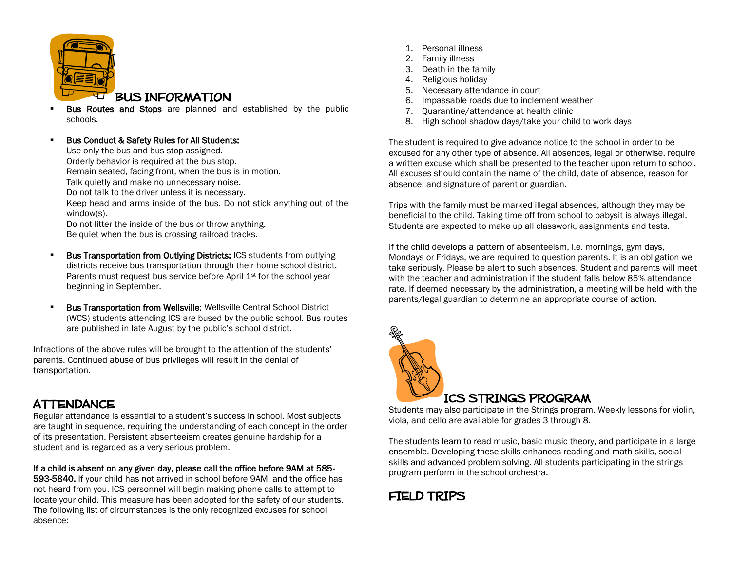## BUS INFORMATION

- **Bus Routes and Stops** are planned and established by the public schools.

- **Bus Conduct & Safety Rules for All Students:**
  Use only the bus and bus stop assigned.
  Orderly behavior is required at the bus stop.
  Remain seated, facing front, when the bus is in motion.
  Talk quietly and make no unnecessary noise.
  Do not talk to the driver unless it is necessary.
  Keep head and arms inside of the bus. Do not stick anything out of the window(s).
  Do not litter the inside of the bus or throw anything.
  Be quiet when the bus is crossing railroad tracks.

- **Bus Transportation from Outlying Districts:** ICS students from outlying districts receive bus transportation through their home school district. Parents must request bus service before April 1st for the school year beginning in September.

- **Bus Transportation from Wellsville:** Wellsville Central School District (WCS) students attending ICS are bused by the public school. Bus routes are published in late August by the public's school district.

Infractions of the above rules will be brought to the attention of the students' parents. Continued abuse of bus privileges will result in the denial of transportation.

## ATTENDANCE

Regular attendance is essential to a student's success in school. Most subjects are taught in sequence, requiring the understanding of each concept in the order of its presentation. Persistent absenteeism creates genuine hardship for a student and is regarded as a very serious problem.

**If a child is absent on any given day, please call the office before 9AM at 585-593-5840.** If your child has not arrived in school before 9AM, and the office has not heard from you, ICS personnel will begin making phone calls to attempt to locate your child. This measure has been adopted for the safety of our students. The following list of circumstances is the only recognized excuses for school absence:

1. Personal illness
2. Family illness
3. Death in the family
4. Religious holiday
5. Necessary attendance in court
6. Impassable roads due to inclement weather
7. Quarantine/attendance at health clinic
8. High school shadow days/take your child to work days

The student is required to give advance notice to the school in order to be excused for any other type of absence. All absences, legal or otherwise, require a written excuse which shall be presented to the teacher upon return to school. All excuses should contain the name of the child, date of absence, reason for absence, and signature of parent or guardian.

Trips with the family must be marked illegal absences, although they may be beneficial to the child. Taking time off from school to babysit is always illegal. Students are expected to make up all classwork, assignments and tests.

If the child develops a pattern of absenteeism, i.e. mornings, gym days, Mondays or Fridays, we are required to question parents. It is an obligation we take seriously. Please be alert to such absences. Student and parents will meet with the teacher and administration if the student falls below 85% attendance rate. If deemed necessary by the administration, a meeting will be held with the parents/legal guardian to determine an appropriate course of action.

## ICS STRINGS PROGRAM

Students may also participate in the Strings program. Weekly lessons for violin, viola, and cello are available for grades 3 through 8.

The students learn to read music, basic music theory, and participate in a large ensemble. Developing these skills enhances reading and math skills, social skills and advanced problem solving. All students participating in the strings program perform in the school orchestra.

## FIELD TRIPS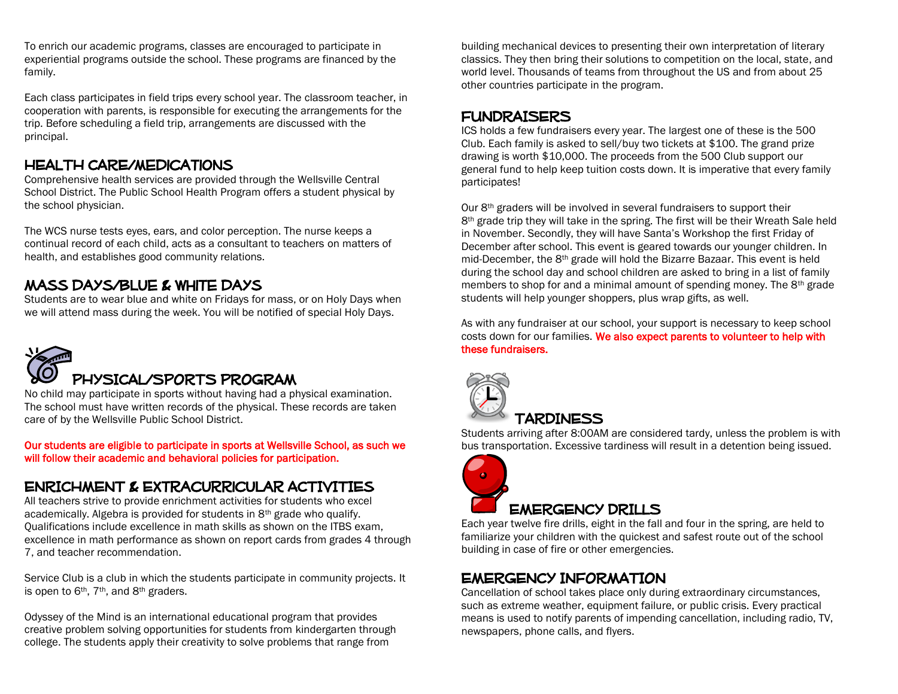To enrich our academic programs, classes are encouraged to participate in experiential programs outside the school. These programs are financed by the family.

Each class participates in field trips every school year. The classroom teacher, in cooperation with parents, is responsible for executing the arrangements for the trip. Before scheduling a field trip, arrangements are discussed with the principal.

## HEALTH CARE/MEDICATIONS

Comprehensive health services are provided through the Wellsville Central School District. The Public School Health Program offers a student physical by the school physician.

The WCS nurse tests eyes, ears, and color perception. The nurse keeps a continual record of each child, acts as a consultant to teachers on matters of health, and establishes good community relations.

## MASS DAYS/BLUE & WHITE DAYS

Students are to wear blue and white on Fridays for mass, or on Holy Days when we will attend mass during the week. You will be notified of special Holy Days.

## PHYSICAL/SPORTS PROGRAM

No child may participate in sports without having had a physical examination. The school must have written records of the physical. These records are taken care of by the Wellsville Public School District.

**Our students are eligible to participate in sports at Wellsville School, as such we will follow their academic and behavioral policies for participation.**

## ENRICHMENT & EXTRACURRICULAR ACTIVITIES

All teachers strive to provide enrichment activities for students who excel academically. Algebra is provided for students in 8th grade who qualify. Qualifications include excellence in math skills as shown on the ITBS exam, excellence in math performance as shown on report cards from grades 4 through 7, and teacher recommendation.

Service Club is a club in which the students participate in community projects. It is open to 6th, 7th, and 8th graders.

Odyssey of the Mind is an international educational program that provides creative problem solving opportunities for students from kindergarten through college. The students apply their creativity to solve problems that range from building mechanical devices to presenting their own interpretation of literary classics. They then bring their solutions to competition on the local, state, and world level. Thousands of teams from throughout the US and from about 25 other countries participate in the program.

## FUNDRAISERS

ICS holds a few fundraisers every year. The largest one of these is the 500 Club. Each family is asked to sell/buy two tickets at $100. The grand prize drawing is worth $10,000. The proceeds from the 500 Club support our general fund to help keep tuition costs down. It is imperative that every family participates!

Our 8th graders will be involved in several fundraisers to support their 8th grade trip they will take in the spring. The first will be their Wreath Sale held in November. Secondly, they will have Santa's Workshop the first Friday of December after school. This event is geared towards our younger children. In mid-December, the 8th grade will hold the Bizarre Bazaar. This event is held during the school day and school children are asked to bring in a list of family members to shop for and a minimal amount of spending money. The 8th grade students will help younger shoppers, plus wrap gifts, as well.

As with any fundraiser at our school, your support is necessary to keep school costs down for our families. **We also expect parents to volunteer to help with these fundraisers.**

## TARDINESS

Students arriving after 8:00AM are considered tardy, unless the problem is with bus transportation. Excessive tardiness will result in a detention being issued.

## EMERGENCY DRILLS

Each year twelve fire drills, eight in the fall and four in the spring, are held to familiarize your children with the quickest and safest route out of the school building in case of fire or other emergencies.

## EMERGENCY INFORMATION

Cancellation of school takes place only during extraordinary circumstances, such as extreme weather, equipment failure, or public crisis. Every practical means is used to notify parents of impending cancellation, including radio, TV, newspapers, phone calls, and flyers.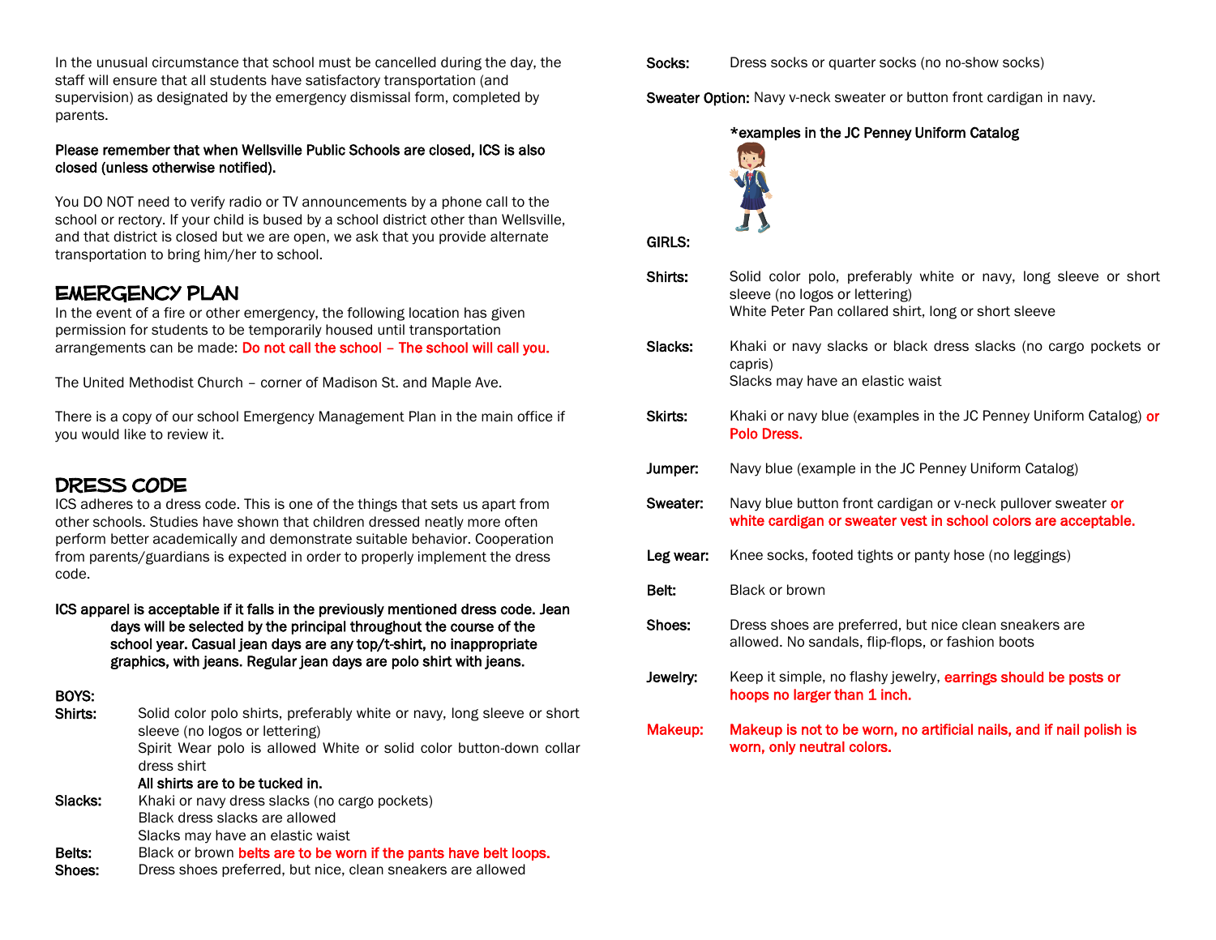In the unusual circumstance that school must be cancelled during the day, the staff will ensure that all students have satisfactory transportation (and supervision) as designated by the emergency dismissal form, completed by parents.

**Please remember that when Wellsville Public Schools are closed, ICS is also closed (unless otherwise notified).**

You DO NOT need to verify radio or TV announcements by a phone call to the school or rectory. If your child is bused by a school district other than Wellsville, and that district is closed but we are open, we ask that you provide alternate transportation to bring him/her to school.

## EMERGENCY PLAN

In the event of a fire or other emergency, the following location has given permission for students to be temporarily housed until transportation arrangements can be made: Do not call the school – The school will call you.

The United Methodist Church – corner of Madison St. and Maple Ave.

There is a copy of our school Emergency Management Plan in the main office if you would like to review it.

## DRESS CODE

ICS adheres to a dress code. This is one of the things that sets us apart from other schools. Studies have shown that children dressed neatly more often perform better academically and demonstrate suitable behavior. Cooperation from parents/guardians is expected in order to properly implement the dress code.

**ICS apparel is acceptable if it falls in the previously mentioned dress code. Jean days will be selected by the principal throughout the course of the school year. Casual jean days are any top/t-shirt, no inappropriate graphics, with jeans. Regular jean days are polo shirt with jeans.**

**BOYS:**

**Shirts:** Solid color polo shirts, preferably white or navy, long sleeve or short sleeve (no logos or lettering)
Spirit Wear polo is allowed White or solid color button-down collar dress shirt
**All shirts are to be tucked in.**

**Slacks:** Khaki or navy dress slacks (no cargo pockets)
Black dress slacks are allowed
Slacks may have an elastic waist

**Belts:** Black or brown belts are to be worn if the pants have belt loops.

**Shoes:** Dress shoes preferred, but nice, clean sneakers are allowed

**Socks:** Dress socks or quarter socks (no no-show socks)

**Sweater Option:** Navy v-neck sweater or button front cardigan in navy.

*examples in the JC Penney Uniform Catalog

**GIRLS:**

**Shirts:** Solid color polo, preferably white or navy, long sleeve or short sleeve (no logos or lettering)
White Peter Pan collared shirt, long or short sleeve

**Slacks:** Khaki or navy slacks or black dress slacks (no cargo pockets or capris)
Slacks may have an elastic waist

**Skirts:** Khaki or navy blue (examples in the JC Penney Uniform Catalog) **or Polo Dress.**

**Jumper:** Navy blue (example in the JC Penney Uniform Catalog)

**Sweater:** Navy blue button front cardigan or v-neck pullover sweater **or white cardigan or sweater vest in school colors are acceptable.**

**Leg wear:** Knee socks, footed tights or panty hose (no leggings)

**Belt:** Black or brown

**Shoes:** Dress shoes are preferred, but nice clean sneakers are allowed. No sandals, flip-flops, or fashion boots

**Jewelry:** Keep it simple, no flashy jewelry, **earrings should be posts or hoops no larger than 1 inch.**

**Makeup:** **Makeup is not to be worn, no artificial nails, and if nail polish is worn, only neutral colors.**